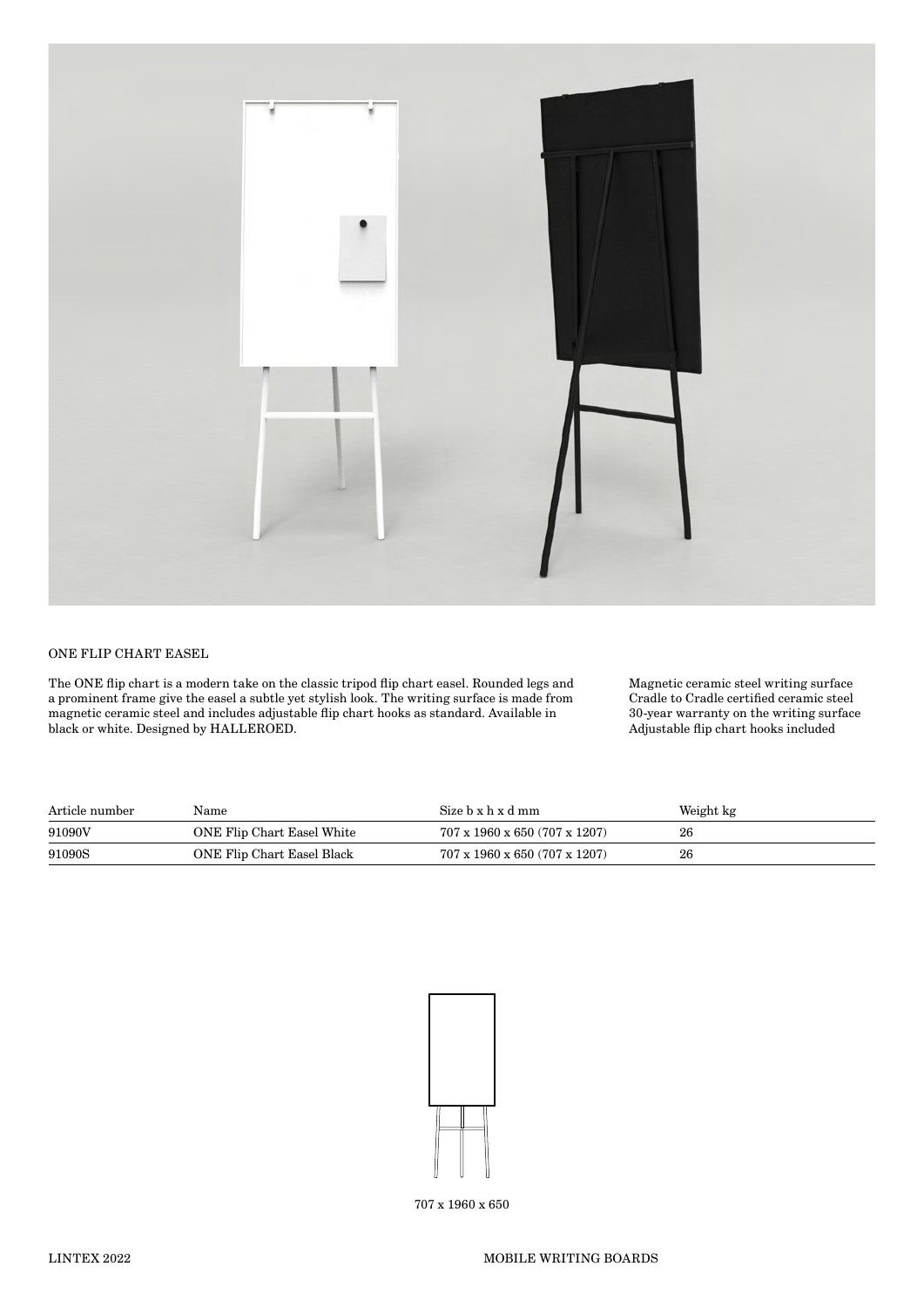# ONE FLIP CHART EASEL

The ONE flip chart is a modern take on the classic tripod flip chart easel. Rounded legs and a prominent frame give the easel a subtle yet stylish look. The writing surface is made from magnetic ceramic steel and includes adjustable flip chart hooks as standard. Available in black or white. Designed by HALLEROED.

- Magnetic ceramic steel writing surface
- Cradle to Cradle certified ceramic steel
- 30-year warranty on the writing surface
- Adjustable flip chart hooks included

| Article number | Name | Size b x h x d mm | Weight kg |
|---|---|---|---|
| 91090V | ONE Flip Chart Easel White | 707 x 1960 x 650 (707 x 1207) | 26 |
| 91090S | ONE Flip Chart Easel Black | 707 x 1960 x 650 (707 x 1207) | 26 |

707 x 1960 x 650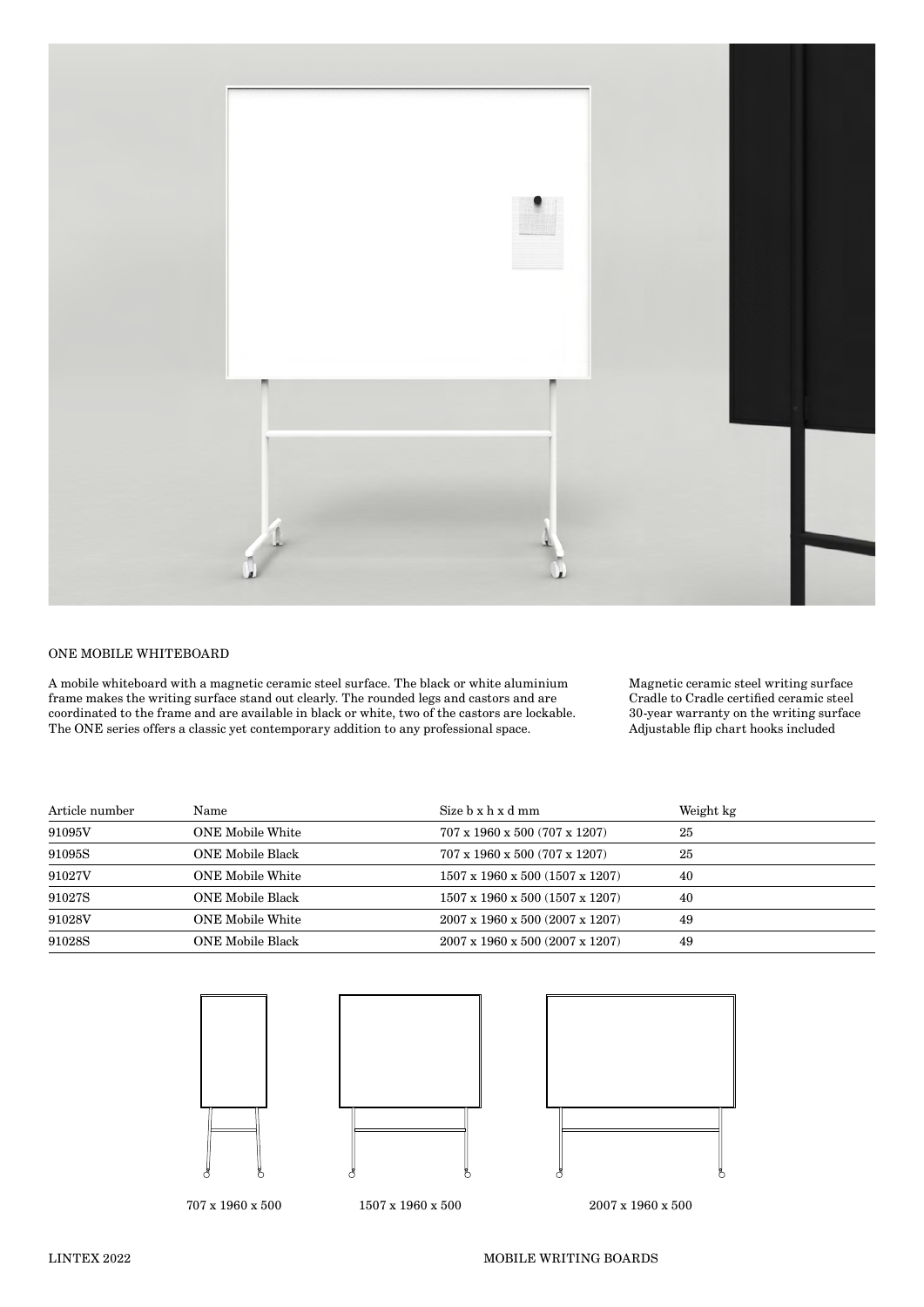## ONE MOBILE WHITEBOARD

A mobile whiteboard with a magnetic ceramic steel surface. The black or white aluminium frame makes the writing surface stand out clearly. The rounded legs and castors and are coordinated to the frame and are available in black or white, two of the castors are lockable. The ONE series offers a classic yet contemporary addition to any professional space.

- Magnetic ceramic steel writing surface
- Cradle to Cradle certified ceramic steel
- 30-year warranty on the writing surface
- Adjustable flip chart hooks included

| Article number | Name | Size b x h x d mm | Weight kg |
| --- | --- | --- | --- |
| 91095V | ONE Mobile White | 707 x 1960 x 500 (707 x 1207) | 25 |
| 91095S | ONE Mobile Black | 707 x 1960 x 500 (707 x 1207) | 25 |
| 91027V | ONE Mobile White | 1507 x 1960 x 500 (1507 x 1207) | 40 |
| 91027S | ONE Mobile Black | 1507 x 1960 x 500 (1507 x 1207) | 40 |
| 91028V | ONE Mobile White | 2007 x 1960 x 500 (2007 x 1207) | 49 |
| 91028S | ONE Mobile Black | 2007 x 1960 x 500 (2007 x 1207) | 49 |

707 x 1960 x 500

1507 x 1960 x 500

2007 x 1960 x 500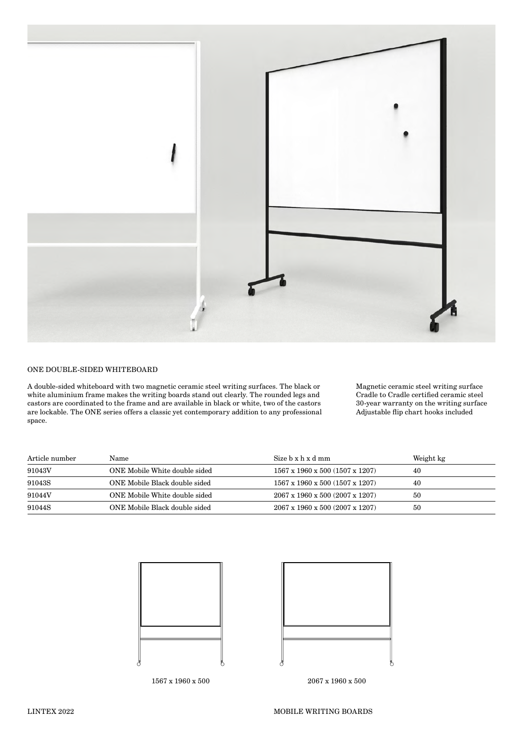## ONE DOUBLE-SIDED WHITEBOARD

A double-sided whiteboard with two magnetic ceramic steel writing surfaces. The black or white aluminium frame makes the writing boards stand out clearly. The rounded legs and castors are coordinated to the frame and are available in black or white, two of the castors are lockable. The ONE series offers a classic yet contemporary addition to any professional space.

Magnetic ceramic steel writing surface
Cradle to Cradle certified ceramic steel
30-year warranty on the writing surface
Adjustable flip chart hooks included

| Article number | Name | Size b x h x d mm | Weight kg |
|---|---|---|---|
| 91043V | ONE Mobile White double sided | 1567 x 1960 x 500 (1507 x 1207) | 40 |
| 91043S | ONE Mobile Black double sided | 1567 x 1960 x 500 (1507 x 1207) | 40 |
| 91044V | ONE Mobile White double sided | 2067 x 1960 x 500 (2007 x 1207) | 50 |
| 91044S | ONE Mobile Black double sided | 2067 x 1960 x 500 (2007 x 1207) | 50 |

1567 x 1960 x 500

2067 x 1960 x 500